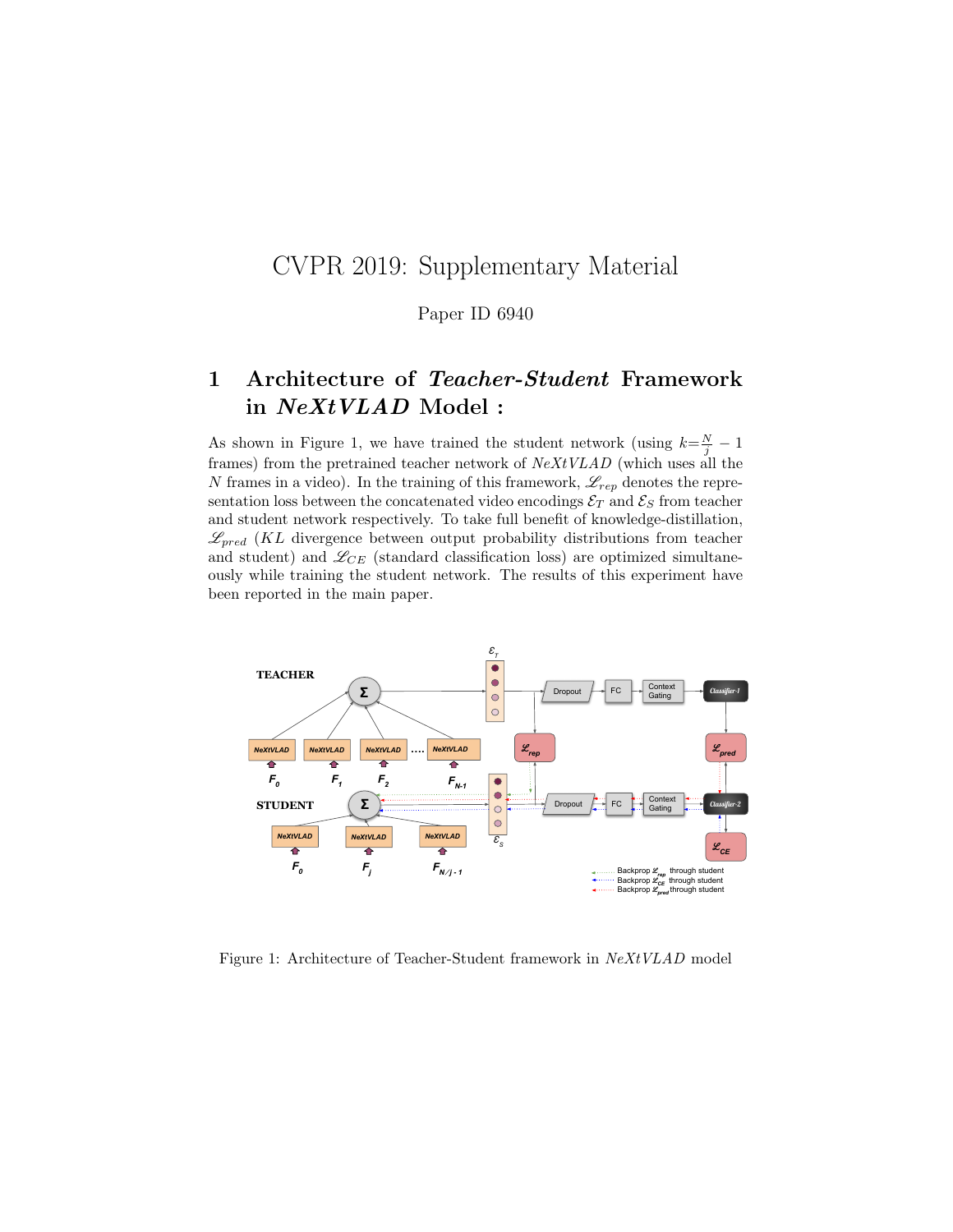# CVPR 2019: Supplementary Material

Paper ID 6940

## 1 Architecture of *Teacher-Student* Framework in *NeXtVLAD* Model :

As shown in Figure 1, we have trained the student network (using $k = \frac{N}{j} - 1$ frames) from the pretrained teacher network of *NeXtVLAD* (which uses all the $N$ frames in a video). In the training of this framework, $\mathscr{L}_{rep}$ denotes the representation loss between the concatenated video encodings $\mathcal{E}_T$ and $\mathcal{E}_S$ from teacher and student network respectively. To take full benefit of knowledge-distillation, $\mathscr{L}_{pred}$ ($KL$ divergence between output probability distributions from teacher and student) and $\mathscr{L}_{CE}$ (standard classification loss) are optimized simultaneously while training the student network. The results of this experiment have been reported in the main paper.

Figure 1: Architecture of Teacher-Student framework in *NeXtVLAD* model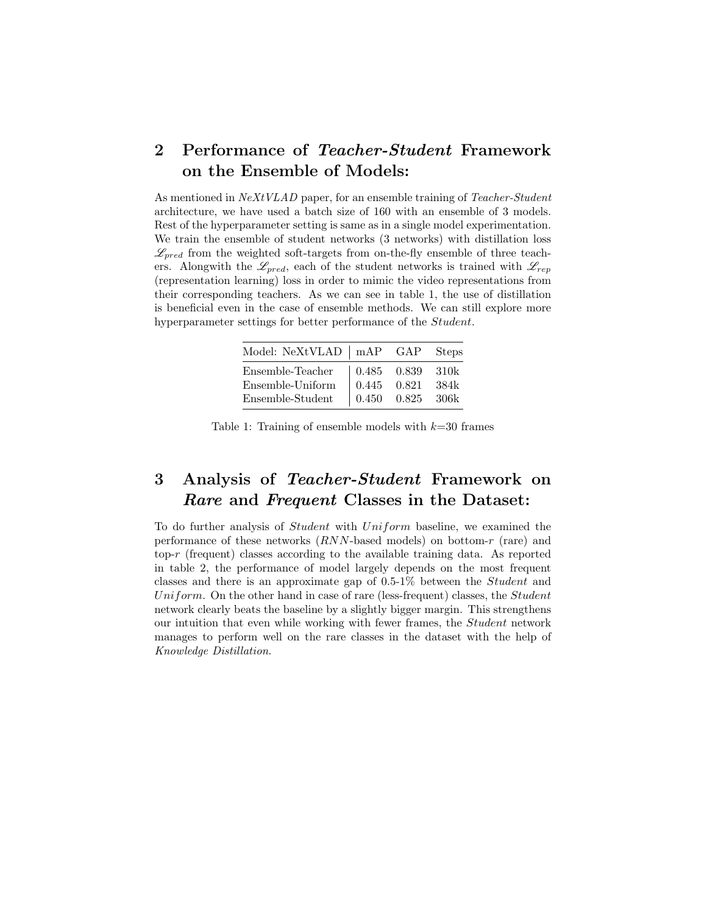## 2 Performance of *Teacher-Student* Framework on the Ensemble of Models:

As mentioned in *NeXtVLAD* paper, for an ensemble training of *Teacher-Student* architecture, we have used a batch size of 160 with an ensemble of 3 models. Rest of the hyperparameter setting is same as in a single model experimentation. We train the ensemble of student networks (3 networks) with distillation loss $\mathscr{L}_{pred}$ from the weighted soft-targets from on-the-fly ensemble of three teachers. Alongwith the $\mathscr{L}_{pred}$, each of the student networks is trained with $\mathscr{L}_{rep}$ (representation learning) loss in order to mimic the video representations from their corresponding teachers. As we can see in table 1, the use of distillation is beneficial even in the case of ensemble methods. We can still explore more hyperparameter settings for better performance of the *Student*.

| Model: NeXtVLAD | mAP | GAP | Steps |
|---|---|---|---|
| Ensemble-Teacher | 0.485 | 0.839 | 310k |
| Ensemble-Uniform | 0.445 | 0.821 | 384k |
| Ensemble-Student | 0.450 | 0.825 | 306k |

Table 1: Training of ensemble models with $k$=30 frames

## 3 Analysis of *Teacher-Student* Framework on *Rare* and *Frequent* Classes in the Dataset:

To do further analysis of *Student* with *Uniform* baseline, we examined the performance of these networks (*RNN*-based models) on bottom-$r$ (rare) and top-$r$ (frequent) classes according to the available training data. As reported in table 2, the performance of model largely depends on the most frequent classes and there is an approximate gap of 0.5-1% between the *Student* and *Uniform*. On the other hand in case of rare (less-frequent) classes, the *Student* network clearly beats the baseline by a slightly bigger margin. This strengthens our intuition that even while working with fewer frames, the *Student* network manages to perform well on the rare classes in the dataset with the help of *Knowledge Distillation*.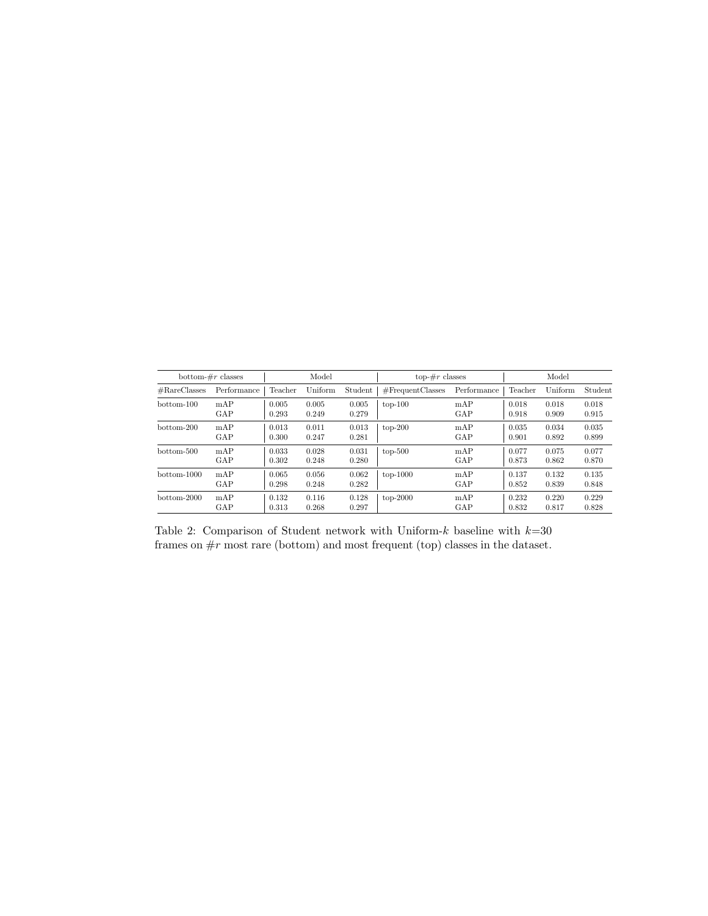| bottom-$\#r$ classes | | Model | | | top-$\#r$ classes | | Model | | |
|---|---|---|---|---|---|---|---|---|---|
| #RareClasses | Performance | Teacher | Uniform | Student | #FrequentClasses | Performance | Teacher | Uniform | Student |
| bottom-100 | mAP | 0.005 | 0.005 | 0.005 | top-100 | mAP | 0.018 | 0.018 | 0.018 |
| | GAP | 0.293 | 0.249 | 0.279 | | GAP | 0.918 | 0.909 | 0.915 |
| bottom-200 | mAP | 0.013 | 0.011 | 0.013 | top-200 | mAP | 0.035 | 0.034 | 0.035 |
| | GAP | 0.300 | 0.247 | 0.281 | | GAP | 0.901 | 0.892 | 0.899 |
| bottom-500 | mAP | 0.033 | 0.028 | 0.031 | top-500 | mAP | 0.077 | 0.075 | 0.077 |
| | GAP | 0.302 | 0.248 | 0.280 | | GAP | 0.873 | 0.862 | 0.870 |
| bottom-1000 | mAP | 0.065 | 0.056 | 0.062 | top-1000 | mAP | 0.137 | 0.132 | 0.135 |
| | GAP | 0.298 | 0.248 | 0.282 | | GAP | 0.852 | 0.839 | 0.848 |
| bottom-2000 | mAP | 0.132 | 0.116 | 0.128 | top-2000 | mAP | 0.232 | 0.220 | 0.229 |
| | GAP | 0.313 | 0.268 | 0.297 | | GAP | 0.832 | 0.817 | 0.828 |

Table 2: Comparison of Student network with Uniform-$k$ baseline with $k$=30 frames on $\#r$ most rare (bottom) and most frequent (top) classes in the dataset.